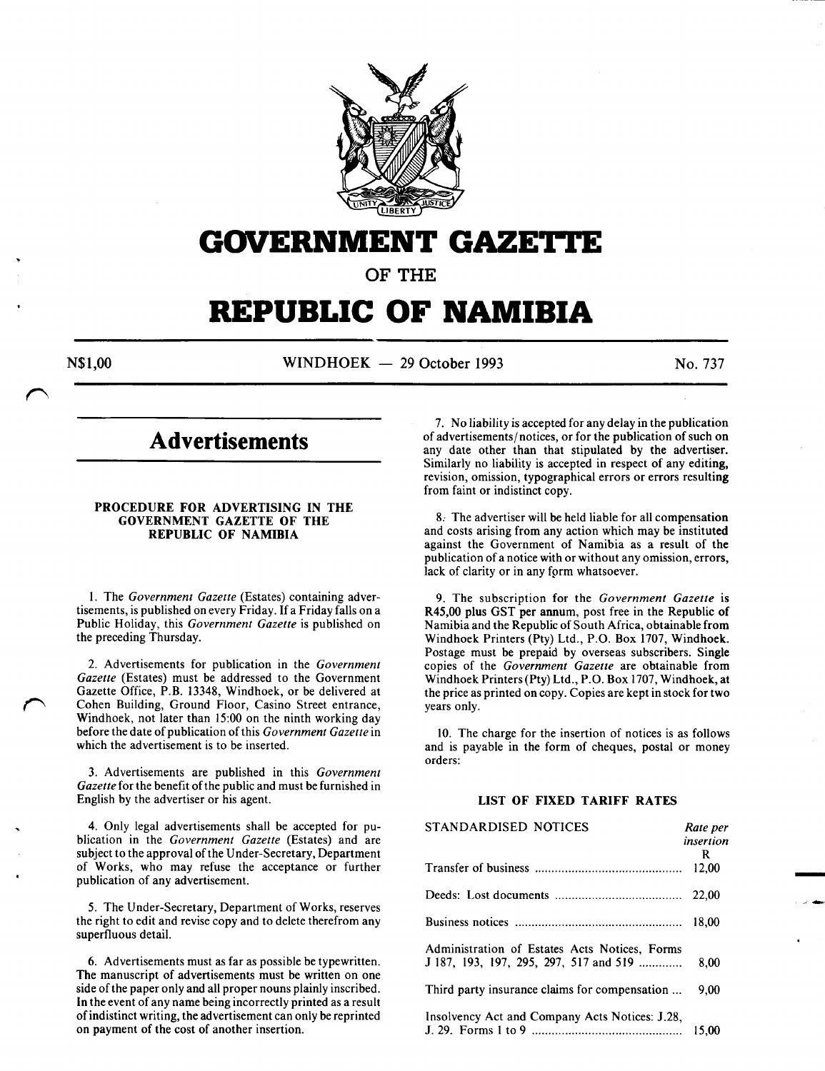# GOVERNMENT GAZETTE

OF THE

# REPUBLIC OF NAMIBIA

N$1,00 WINDHOEK — 29 October 1993 No. 737

## Advertisements

### PROCEDURE FOR ADVERTISING IN THE GOVERNMENT GAZETTE OF THE REPUBLIC OF NAMIBIA

1. The *Government Gazette* (Estates) containing advertisements, is published on every Friday. If a Friday falls on a Public Holiday, this *Government Gazette* is published on the preceding Thursday.

2. Advertisements for publication in the *Government Gazette* (Estates) must be addressed to the Government Gazette Office, P.B. 13348, Windhoek, or be delivered at Cohen Building, Ground Floor, Casino Street entrance, Windhoek, not later than 15:00 on the ninth working day before the date of publication of this *Government Gazette* in which the advertisement is to be inserted.

3. Advertisements are published in this *Government Gazette* for the benefit of the public and must be furnished in English by the advertiser or his agent.

4. Only legal advertisements shall be accepted for publication in the *Government Gazette* (Estates) and are subject to the approval of the Under-Secretary, Department of Works, who may refuse the acceptance or further publication of any advertisement.

5. The Under-Secretary, Department of Works, reserves the right to edit and revise copy and to delete therefrom any superfluous detail.

6. Advertisements must as far as possible be typewritten. The manuscript of advertisements must be written on one side of the paper only and all proper nouns plainly inscribed. In the event of any name being incorrectly printed as a result of indistinct writing, the advertisement can only be reprinted on payment of the cost of another insertion.

7. No liability is accepted for any delay in the publication of advertisements/notices, or for the publication of such on any date other than that stipulated by the advertiser. Similarly no liability is accepted in respect of any editing, revision, omission, typographical errors or errors resulting from faint or indistinct copy.

8. The advertiser will be held liable for all compensation and costs arising from any action which may be instituted against the Government of Namibia as a result of the publication of a notice with or without any omission, errors, lack of clarity or in any form whatsoever.

9. The subscription for the *Government Gazette* is R45,00 plus GST per annum, post free in the Republic of Namibia and the Republic of South Africa, obtainable from Windhoek Printers (Pty) Ltd., P.O. Box 1707, Windhoek. Postage must be prepaid by overseas subscribers. Single copies of the *Government Gazette* are obtainable from Windhoek Printers (Pty) Ltd., P.O. Box 1707, Windhoek, at the price as printed on copy. Copies are kept in stock for two years only.

10. The charge for the insertion of notices is as follows and is payable in the form of cheques, postal or money orders:

#### LIST OF FIXED TARIFF RATES

| STANDARDISED NOTICES | *Rate per insertion* R |
|---|---|
| Transfer of business | 12,00 |
| Deeds: Lost documents | 22,00 |
| Business notices | 18,00 |
| Administration of Estates Acts Notices, Forms J 187, 193, 197, 295, 297, 517 and 519 | 8,00 |
| Third party insurance claims for compensation | 9,00 |
| Insolvency Act and Company Acts Notices: J.28, J. 29. Forms 1 to 9 | 15,00 |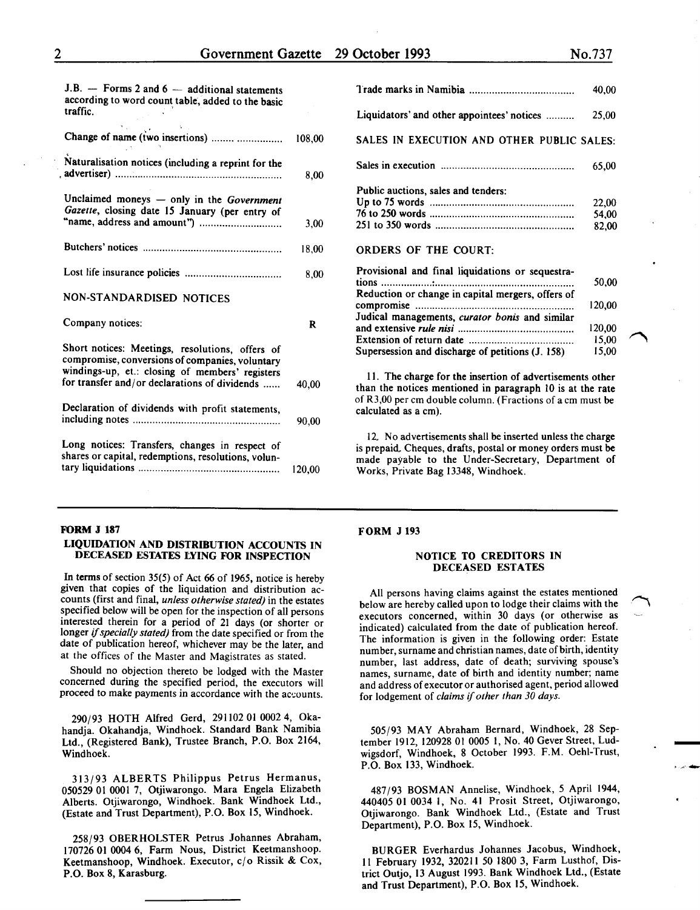J.B. — Forms 2 and 6 — additional statements according to word count table, added to the basic traffic.

| | |
|---|---|
| Change of name (two insertions) | 108,00 |
| Naturalisation notices (including a reprint for the advertiser) | 8,00 |
| Unclaimed moneys — only in the *Government Gazette*, closing date 15 January (per entry of "name, address and amount") | 3,00 |
| Butchers' notices | 18,00 |
| Lost life insurance policies | 8,00 |

NON-STANDARDISED NOTICES

| | |
|---|---|
| Company notices: | R |
| Short notices: Meetings, resolutions, offers of compromise, conversions of companies, voluntary windings-up, et.: closing of members' registers for transfer and/or declarations of dividends | 40,00 |
| Declaration of dividends with profit statements, including notes | 90,00 |
| Long notices: Transfers, changes in respect of shares or capital, redemptions, resolutions, voluntary liquidations | 120,00 |
| Trade marks in Namibia | 40,00 |
| Liquidators' and other appointees' notices | 25,00 |

SALES IN EXECUTION AND OTHER PUBLIC SALES:

| | |
|---|---|
| Sales in execution | 65,00 |
| Public auctions, sales and tenders: | |
| Up to 75 words | 22,00 |
| 76 to 250 words | 54,00 |
| 251 to 350 words | 82,00 |

ORDERS OF THE COURT:

| | |
|---|---|
| Provisional and final liquidations or sequestrations | 50,00 |
| Reduction or change in capital mergers, offers of compromise | 120,00 |
| Judical managements, *curator bonis* and similar and extensive *rule nisi* | 120,00 |
| Extension of return date | 15,00 |
| Supersession and discharge of petitions (J. 158) | 15,00 |

11. The charge for the insertion of advertisements other than the notices mentioned in paragraph 10 is at the rate of R3,00 per cm double column. (Fractions of a cm must be calculated as a cm).

12. No advertisements shall be inserted unless the charge is prepaid. Cheques, drafts, postal or money orders must be made payable to the Under-Secretary, Department of Works, Private Bag 13348, Windhoek.

---

**FORM J 187**

## LIQUIDATION AND DISTRIBUTION ACCOUNTS IN DECEASED ESTATES LYING FOR INSPECTION

In terms of section 35(5) of Act 66 of 1965, notice is hereby given that copies of the liquidation and distribution accounts (first and final, *unless otherwise stated)* in the estates specified below will be open for the inspection of all persons interested therein for a period of 21 days (or shorter or longer *if specially stated)* from the date specified or from the date of publication hereof, whichever may be the later, and at the offices of the Master and Magistrates as stated.

Should no objection thereto be lodged with the Master concerned during the specified period, the executors will proceed to make payments in accordance with the accounts.

290/93 HOTH Alfred Gerd, 291102 01 0002 4, Okahandja. Okahandja, Windhoek. Standard Bank Namibia Ltd., (Registered Bank), Trustee Branch, P.O. Box 2164, Windhoek.

313/93 ALBERTS Philippus Petrus Hermanus, 050529 01 0001 7, Otjiwarongo. Mara Engela Elizabeth Alberts. Otjiwarongo, Windhoek. Bank Windhoek Ltd., (Estate and Trust Department), P.O. Box 15, Windhoek.

258/93 OBERHOLSTER Petrus Johannes Abraham, 170726 01 0004 6, Farm Nous, District Keetmanshoop. Keetmanshoop, Windhoek. Executor, c/o Rissik & Cox, P.O. Box 8, Karasburg.

---

**FORM J 193**

## NOTICE TO CREDITORS IN DECEASED ESTATES

All persons having claims against the estates mentioned below are hereby called upon to lodge their claims with the executors concerned, within 30 days (or otherwise as indicated) calculated from the date of publication hereof. The information is given in the following order: Estate number, surname and christian names, date of birth, identity number, last address, date of death; surviving spouse's names, surname, date of birth and identity number; name and address of executor or authorised agent, period allowed for lodgement of *claims if other than 30 days.*

505/93 MAY Abraham Bernard, Windhoek, 28 September 1912, 120928 01 0005 1, No. 40 Gever Street, Ludwigsdorf, Windhoek, 8 October 1993. F.M. Oehl-Trust, P.O. Box 133, Windhoek.

487/93 BOSMAN Annelise, Windhoek, 5 April 1944, 440405 01 0034 1, No. 41 Prosit Street, Otjiwarongo, Otjiwarongo. Bank Windhoek Ltd., (Estate and Trust Department), P.O. Box 15, Windhoek.

BURGER Everhardus Johannes Jacobus, Windhoek, 11 February 1932, 320211 50 1800 3, Farm Lusthof, District Outjo, 13 August 1993. Bank Windhoek Ltd., (Estate and Trust Department), P.O. Box 15, Windhoek.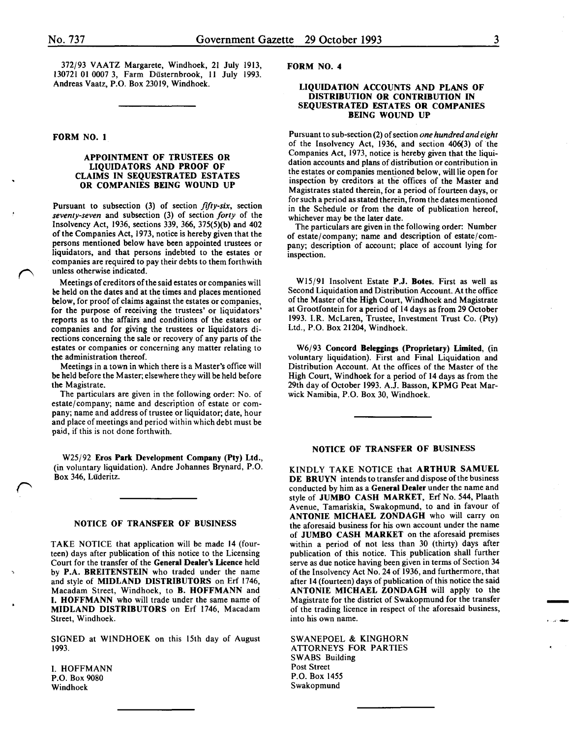372/93 VAATZ Margarete, Windhoek, 21 July 1913, 130721 01 0007 3, Farm Düsternbrook, 11 July 1993. Andreas Vaatz, P.O. Box 23019, Windhoek.

---

**FORM NO. 1**

### APPOINTMENT OF TRUSTEES OR LIQUIDATORS AND PROOF OF CLAIMS IN SEQUESTRATED ESTATES OR COMPANIES BEING WOUND UP

Pursuant to subsection (3) of section *fifty-six*, section *seventy-seven* and subsection (3) of section *forty* of the Insolvency Act, 1936, sections 339, 366, 375(5)(b) and 402 of the Companies Act, 1973, notice is hereby given that the persons mentioned below have been appointed trustees or liquidators, and that persons indebted to the estates or companies are required to pay their debts to them forthwith unless otherwise indicated.

Meetings of creditors of the said estates or companies will be held on the dates and at the times and places mentioned below, for proof of claims against the estates or companies, for the purpose of receiving the trustees' or liquidators' reports as to the affairs and conditions of the estates or companies and for giving the trustees or liquidators directions concerning the sale or recovery of any parts of the estates or companies or concerning any matter relating to the administration thereof.

Meetings in a town in which there is a Master's office will be held before the Master; elsewhere they will be held before the Magistrate.

The particulars are given in the following order: No. of estate/company; name and description of estate or company; name and address of trustee or liquidator; date, hour and place of meetings and period within which debt must be paid, if this is not done forthwith.

W25/92 **Eros Park Development Company (Pty) Ltd.**, (in voluntary liquidation). Andre Johannes Brynard, P.O. Box 346, Lüderitz.

---

### NOTICE OF TRANSFER OF BUSINESS

TAKE NOTICE that application will be made 14 (fourteen) days after publication of this notice to the Licensing Court for the transfer of the **General Dealer's Licence** held by **P.A. BREITENSTEIN** who traded under the name and style of **MIDLAND DISTRIBUTORS** on Erf 1746, Macadam Street, Windhoek, to **B. HOFFMANN** and **I. HOFFMANN** who will trade under the same name of **MIDLAND DISTRIBUTORS** on Erf 1746, Macadam Street, Windhoek.

SIGNED at WINDHOEK on this 15th day of August 1993.

I. HOFFMANN
P.O. Box 9080
Windhoek

---

**FORM NO. 4**

### LIQUIDATION ACCOUNTS AND PLANS OF DISTRIBUTION OR CONTRIBUTION IN SEQUESTRATED ESTATES OR COMPANIES BEING WOUND UP

Pursuant to sub-section (2) of section *one hundred and eight* of the Insolvency Act, 1936, and section 406(3) of the Companies Act, 1973, notice is hereby given that the liquidation accounts and plans of distribution or contribution in the estates or companies mentioned below, will lie open for inspection by creditors at the offices of the Master and Magistrates stated therein, for a period of fourteen days, or for such a period as stated therein, from the dates mentioned in the Schedule or from the date of publication hereof, whichever may be the later date.

The particulars are given in the following order: Number of estate/company; name and description of estate/company; description of account; place of account lying for inspection.

W15/91 Insolvent Estate **P.J. Botes.** First as well as Second Liquidation and Distribution Account. At the office of the Master of the High Court, Windhoek and Magistrate at Grootfontein for a period of 14 days as from 29 October 1993. I.R. McLaren, Trustee, Investment Trust Co. (Pty) Ltd., P.O. Box 21204, Windhoek.

W6/93 **Concord Beleggings (Proprietary) Limited**, (in voluntary liquidation). First and Final Liquidation and Distribution Account. At the offices of the Master of the High Court, Windhoek for a period of 14 days as from the 29th day of October 1993. A.J. Basson, KPMG Peat Marwick Namibia, P.O. Box 30, Windhoek.

---

### NOTICE OF TRANSFER OF BUSINESS

KINDLY TAKE NOTICE that **ARTHUR SAMUEL DE BRUYN** intends to transfer and dispose of the business conducted by him as a **General Dealer** under the name and style of **JUMBO CASH MARKET**, Erf No. 544, Plaath Avenue, Tamariskia, Swakopmund, to and in favour of **ANTONIE MICHAEL ZONDAGH** who will carry on the aforesaid business for his own account under the name of **JUMBO CASH MARKET** on the aforesaid premises within a period of not less than 30 (thirty) days after publication of this notice. This publication shall further serve as due notice having been given in terms of Section 34 of the Insolvency Act No. 24 of 1936, and furthermore, that after 14 (fourteen) days of publication of this notice the said **ANTONIE MICHAEL ZONDAGH** will apply to the Magistrate for the district of Swakopmund for the transfer of the trading licence in respect of the aforesaid business, into his own name.

SWANEPOEL & KINGHORN
ATTORNEYS FOR PARTIES
SWABS Building
Post Street
P.O. Box 1455
Swakopmund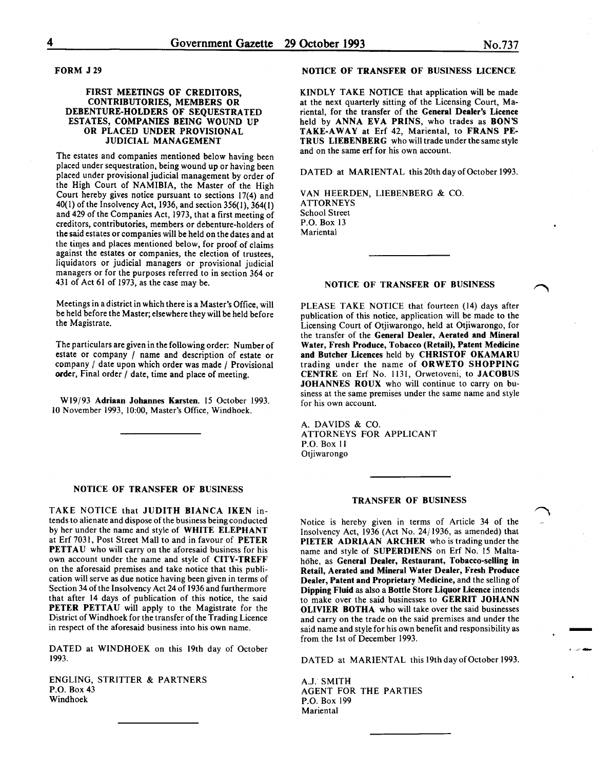FORM J 29

### FIRST MEETINGS OF CREDITORS, CONTRIBUTORIES, MEMBERS OR DEBENTURE-HOLDERS OF SEQUESTRATED ESTATES, COMPANIES BEING WOUND UP OR PLACED UNDER PROVISIONAL JUDICIAL MANAGEMENT

The estates and companies mentioned below having been placed under sequestration, being wound up or having been placed under provisional judicial management by order of the High Court of NAMIBIA, the Master of the High Court hereby gives notice pursuant to sections 17(4) and 40(1) of the Insolvency Act, 1936, and section 356(1), 364(1) and 429 of the Companies Act, 1973, that a first meeting of creditors, contributories, members or debenture-holders of the said estates or companies will be held on the dates and at the times and places mentioned below, for proof of claims against the estates or companies, the election of trustees, liquidators or judicial managers or provisional judicial managers or for the purposes referred to in section 364 or 431 of Act 61 of 1973, as the case may be.

Meetings in a district in which there is a Master's Office, will be held before the Master; elsewhere they will be held before the Magistrate.

The particulars are given in the following order: Number of estate or company / name and description of estate or company / date upon which order was made / Provisional order, Final order / date, time and place of meeting.

W19/93 **Adriaan Johannes Karsten.** 15 October 1993. 10 November 1993, 10:00, Master's Office, Windhoek.

---

### NOTICE OF TRANSFER OF BUSINESS

TAKE NOTICE that **JUDITH BIANCA IKEN** intends to alienate and dispose of the business being conducted by her under the name and style of **WHITE ELEPHANT** at Erf 7031, Post Street Mall to and in favour of **PETER PETTAU** who will carry on the aforesaid business for his own account under the name and style of **CITY-TREFF** on the aforesaid premises and take notice that this publication will serve as due notice having been given in terms of Section 34 of the Insolvency Act 24 of 1936 and furthermore that after 14 days of publication of this notice, the said **PETER PETTAU** will apply to the Magistrate for the District of Windhoek for the transfer of the Trading Licence in respect of the aforesaid business into his own name.

DATED at WINDHOEK on this 19th day of October 1993.

ENGLING, STRITTER & PARTNERS
P.O. Box 43
Windhoek

---

### NOTICE OF TRANSFER OF BUSINESS LICENCE

KINDLY TAKE NOTICE that application will be made at the next quarterly sitting of the Licensing Court, Mariental, for the transfer of the **General Dealer's Licence** held by **ANNA EVA PRINS**, who trades as **BON'S TAKE-AWAY** at Erf 42, Mariental, to **FRANS PETRUS LIEBENBERG** who will trade under the same style and on the same erf for his own account.

DATED at MARIENTAL this 20th day of October 1993.

VAN HEERDEN, LIEBENBERG & CO.
ATTORNEYS
School Street
P.O. Box 13
Mariental

---

### NOTICE OF TRANSFER OF BUSINESS

PLEASE TAKE NOTICE that fourteen (14) days after publication of this notice, application will be made to the Licensing Court of Otjiwarongo, held at Otjiwarongo, for the transfer of the **General Dealer, Aerated and Mineral Water, Fresh Produce, Tobacco (Retail), Patent Medicine and Butcher Licences** held by **CHRISTOF OKAMARU** trading under the name of **ORWETO SHOPPING CENTRE** on Erf No. 1131, Orwetoveni, to **JACOBUS JOHANNES ROUX** who will continue to carry on business at the same premises under the same name and style for his own account.

A. DAVIDS & CO.
ATTORNEYS FOR APPLICANT
P.O. Box 11
Otjiwarongo

---

### TRANSFER OF BUSINESS

Notice is hereby given in terms of Article 34 of the Insolvency Act, 1936 (Act No. 24/1936, as amended) that **PIETER ADRIAAN ARCHER** who is trading under the name and style of **SUPERDIENS** on Erf No. 15 Maltahöhe, as **General Dealer, Restaurant, Tobacco-selling in Retail, Aerated and Mineral Water Dealer, Fresh Produce Dealer, Patent and Proprietary Medicine,** and the selling of **Dipping Fluid** as also a **Bottle Store Liquor Licence** intends to make over the said businesses to **GERRIT JOHANN OLIVIER BOTHA** who will take over the said businesses and carry on the trade on the said premises and under the said name and style for his own benefit and responsibility as from the 1st of December 1993.

DATED at MARIENTAL this 19th day of October 1993.

A.J. SMITH
AGENT FOR THE PARTIES
P.O. Box 199
Mariental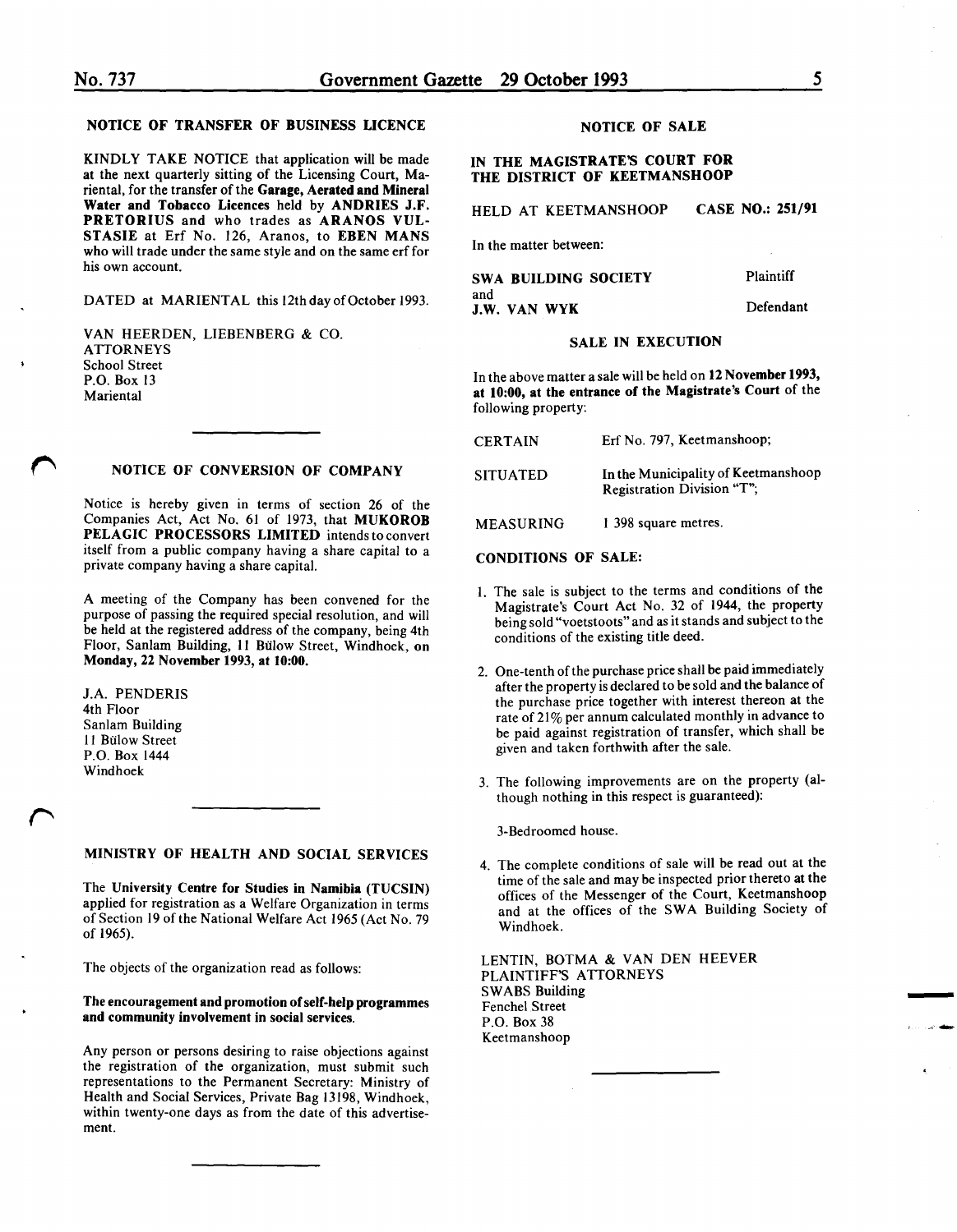## NOTICE OF TRANSFER OF BUSINESS LICENCE

KINDLY TAKE NOTICE that application will be made at the next quarterly sitting of the Licensing Court, Mariental, for the transfer of the **Garage, Aerated and Mineral Water and Tobacco Licences** held by **ANDRIES J.F. PRETORIUS** and who trades as **ARANOS VULSTASIE** at Erf No. 126, Aranos, to **EBEN MANS** who will trade under the same style and on the same erf for his own account.

DATED at MARIENTAL this 12th day of October 1993.

VAN HEERDEN, LIEBENBERG & CO.
ATTORNEYS
School Street
P.O. Box 13
Mariental

---

## NOTICE OF CONVERSION OF COMPANY

Notice is hereby given in terms of section 26 of the Companies Act, Act No. 61 of 1973, that **MUKOROB PELAGIC PROCESSORS LIMITED** intends to convert itself from a public company having a share capital to a private company having a share capital.

A meeting of the Company has been convened for the purpose of passing the required special resolution, and will be held at the registered address of the company, being 4th Floor, Sanlam Building, 11 Bülow Street, Windhoek, **on Monday, 22 November 1993, at 10:00.**

J.A. PENDERIS
4th Floor
Sanlam Building
11 Bülow Street
P.O. Box 1444
Windhoek

---

## MINISTRY OF HEALTH AND SOCIAL SERVICES

The **University Centre for Studies in Namibia (TUCSIN)** applied for registration as a Welfare Organization in terms of Section 19 of the National Welfare Act 1965 (Act No. 79 of 1965).

The objects of the organization read as follows:

**The encouragement and promotion of self-help programmes and community involvement in social services.**

Any person or persons desiring to raise objections against the registration of the organization, must submit such representations to the Permanent Secretary: Ministry of Health and Social Services, Private Bag 13198, Windhoek, within twenty-one days as from the date of this advertisement.

---

## NOTICE OF SALE

**IN THE MAGISTRATE'S COURT FOR THE DISTRICT OF KEETMANSHOOP**

HELD AT KEETMANSHOOP **CASE NO.: 251/91**

In the matter between:

**SWA BUILDING SOCIETY** Plaintiff
and
**J.W. VAN WYK** Defendant

**SALE IN EXECUTION**

In the above matter a sale will be held on **12 November 1993, at 10:00, at the entrance of the Magistrate's Court** of the following property:

| | |
|---|---|
| CERTAIN | Erf No. 797, Keetmanshoop; |
| SITUATED | In the Municipality of Keetmanshoop Registration Division "T"; |
| MEASURING | 1 398 square metres. |

**CONDITIONS OF SALE:**

1. The sale is subject to the terms and conditions of the Magistrate's Court Act No. 32 of 1944, the property being sold "voetstoots" and as it stands and subject to the conditions of the existing title deed.

2. One-tenth of the purchase price shall be paid immediately after the property is declared to be sold and the balance of the purchase price together with interest thereon at the rate of 21% per annum calculated monthly in advance to be paid against registration of transfer, which shall be given and taken forthwith after the sale.

3. The following improvements are on the property (although nothing in this respect is guaranteed):

   3-Bedroomed house.

4. The complete conditions of sale will be read out at the time of the sale and may be inspected prior thereto at the offices of the Messenger of the Court, Keetmanshoop and at the offices of the SWA Building Society of Windhoek.

LENTIN, BOTMA & VAN DEN HEEVER
PLAINTIFF'S ATTORNEYS
SWABS Building
Fenchel Street
P.O. Box 38
Keetmanshoop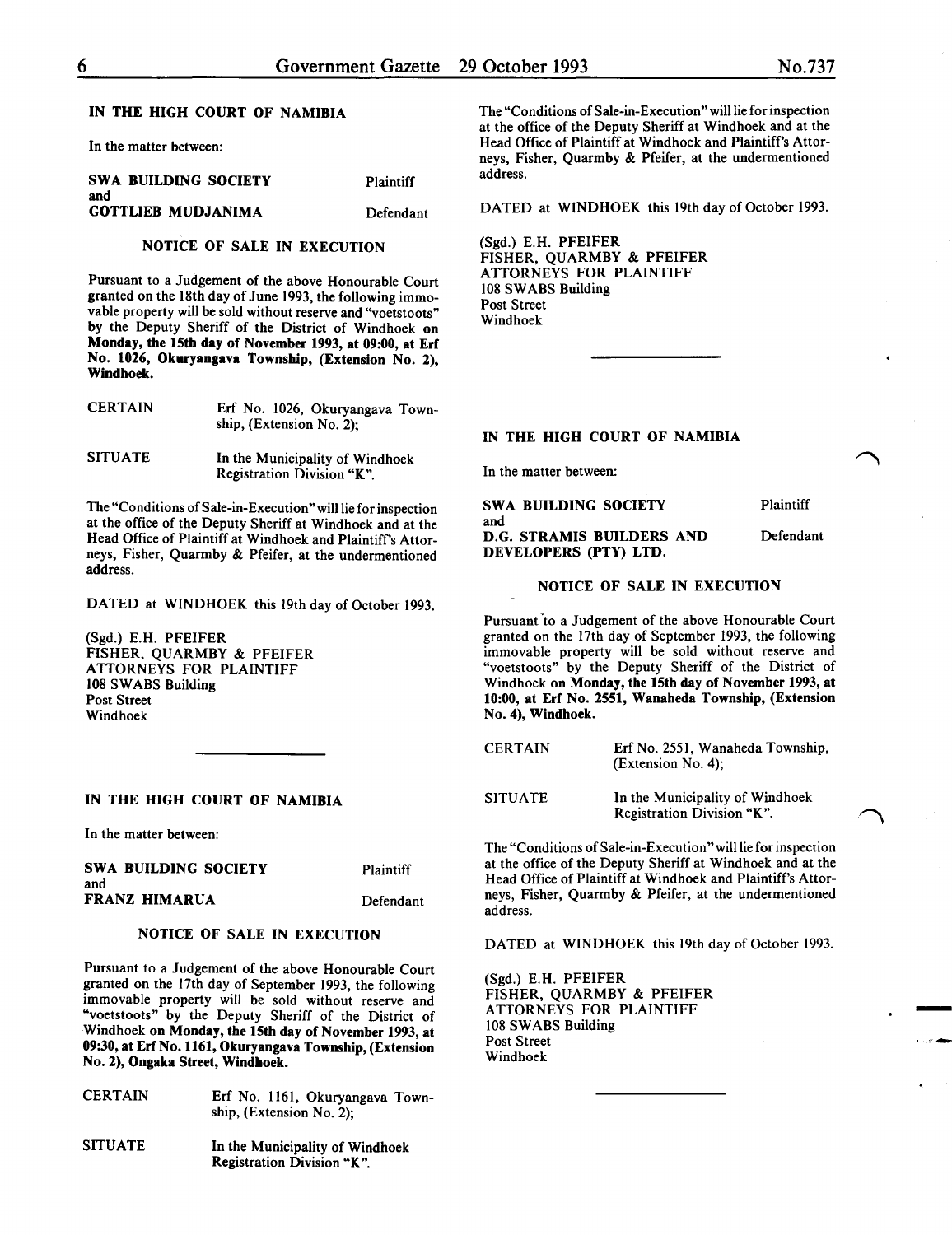## IN THE HIGH COURT OF NAMIBIA

In the matter between:

| | |
|---|---|
| **SWA BUILDING SOCIETY** | Plaintiff |
| and | |
| **GOTTLIEB MUDJANIMA** | Defendant |

### NOTICE OF SALE IN EXECUTION

Pursuant to a Judgement of the above Honourable Court granted on the 18th day of June 1993, the following immovable property will be sold without reserve and "voetstoots" by the Deputy Sheriff of the District of Windhoek **on Monday, the 15th day of November 1993, at 09:00, at Erf No. 1026, Okuryangava Township, (Extension No. 2), Windhoek.**

| | |
|---|---|
| CERTAIN | Erf No. 1026, Okuryangava Township, (Extension No. 2); |
| SITUATE | In the Municipality of Windhoek Registration Division "K". |

The "Conditions of Sale-in-Execution" will lie for inspection at the office of the Deputy Sheriff at Windhoek and at the Head Office of Plaintiff at Windhoek and Plaintiff's Attorneys, Fisher, Quarmby & Pfeifer, at the undermentioned address.

DATED at WINDHOEK this 19th day of October 1993.

(Sgd.) E.H. PFEIFER
FISHER, QUARMBY & PFEIFER
ATTORNEYS FOR PLAINTIFF
108 SWABS Building
Post Street
Windhoek

---

## IN THE HIGH COURT OF NAMIBIA

In the matter between:

| | |
|---|---|
| **SWA BUILDING SOCIETY** | Plaintiff |
| and | |
| **FRANZ HIMARUA** | Defendant |

### NOTICE OF SALE IN EXECUTION

Pursuant to a Judgement of the above Honourable Court granted on the 17th day of September 1993, the following immovable property will be sold without reserve and "voetstoots" by the Deputy Sheriff of the District of Windhoek **on Monday, the 15th day of November 1993, at 09:30, at Erf No. 1161, Okuryangava Township, (Extension No. 2), Ongaka Street, Windhoek.**

| | |
|---|---|
| CERTAIN | Erf No. 1161, Okuryangava Township, (Extension No. 2); |
| SITUATE | In the Municipality of Windhoek Registration Division "K". |

The "Conditions of Sale-in-Execution" will lie for inspection at the office of the Deputy Sheriff at Windhoek and at the Head Office of Plaintiff at Windhoek and Plaintiff's Attorneys, Fisher, Quarmby & Pfeifer, at the undermentioned address.

DATED at WINDHOEK this 19th day of October 1993.

(Sgd.) E.H. PFEIFER
FISHER, QUARMBY & PFEIFER
ATTORNEYS FOR PLAINTIFF
108 SWABS Building
Post Street
Windhoek

---

## IN THE HIGH COURT OF NAMIBIA

In the matter between:

| | |
|---|---|
| **SWA BUILDING SOCIETY** | Plaintiff |
| and | |
| **D.G. STRAMIS BUILDERS AND DEVELOPERS (PTY) LTD.** | Defendant |

### NOTICE OF SALE IN EXECUTION

Pursuant to a Judgement of the above Honourable Court granted on the 17th day of September 1993, the following immovable property will be sold without reserve and "voetstoots" by the Deputy Sheriff of the District of Windhoek **on Monday, the 15th day of November 1993, at 10:00, at Erf No. 2551, Wanaheda Township, (Extension No. 4), Windhoek.**

| | |
|---|---|
| CERTAIN | Erf No. 2551, Wanaheda Township, (Extension No. 4); |
| SITUATE | In the Municipality of Windhoek Registration Division "K". |

The "Conditions of Sale-in-Execution" will lie for inspection at the office of the Deputy Sheriff at Windhoek and at the Head Office of Plaintiff at Windhoek and Plaintiff's Attorneys, Fisher, Quarmby & Pfeifer, at the undermentioned address.

DATED at WINDHOEK this 19th day of October 1993.

(Sgd.) E.H. PFEIFER
FISHER, QUARMBY & PFEIFER
ATTORNEYS FOR PLAINTIFF
108 SWABS Building
Post Street
Windhoek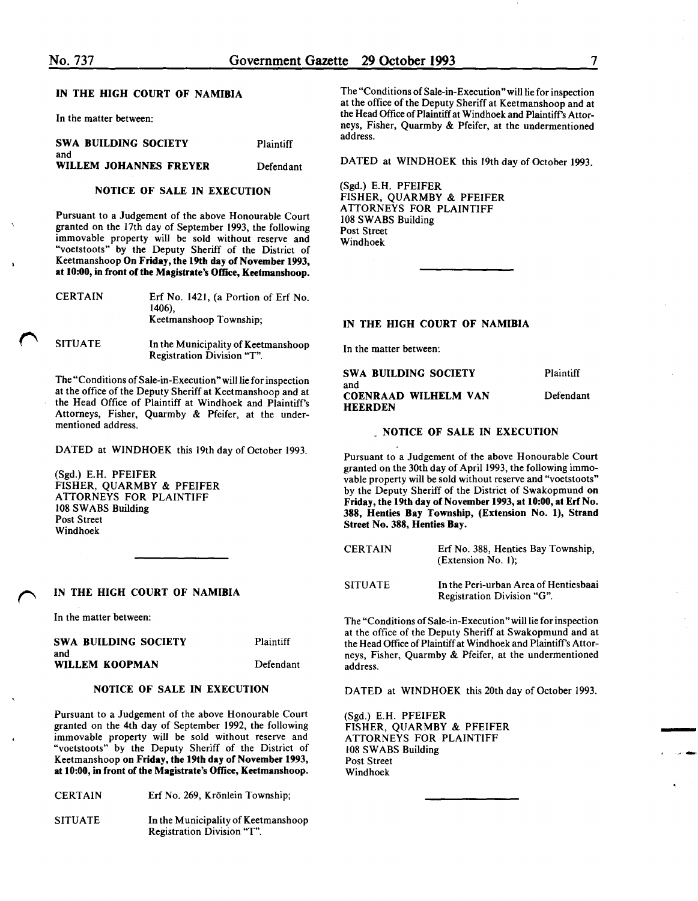## IN THE HIGH COURT OF NAMIBIA

In the matter between:

| | |
|---|---|
| **SWA BUILDING SOCIETY** and | Plaintiff |
| **WILLEM JOHANNES FREYER** | Defendant |

### NOTICE OF SALE IN EXECUTION

Pursuant to a Judgement of the above Honourable Court granted on the 17th day of September 1993, the following immovable property will be sold without reserve and "voetstoots" by the Deputy Sheriff of the District of Keetmanshoop **On Friday, the 19th day of November 1993, at 10:00, in front of the Magistrate's Office, Keetmanshoop.**

| | |
|---|---|
| CERTAIN | Erf No. 1421, (a Portion of Erf No. 1406), Keetmanshoop Township; |
| SITUATE | In the Municipality of Keetmanshoop Registration Division "T". |

The "Conditions of Sale-in-Execution" will lie for inspection at the office of the Deputy Sheriff at Keetmanshoop and at the Head Office of Plaintiff at Windhoek and Plaintiff's Attorneys, Fisher, Quarmby & Pfeifer, at the undermentioned address.

DATED at WINDHOEK this 19th day of October 1993.

(Sgd.) E.H. PFEIFER
FISHER, QUARMBY & PFEIFER
ATTORNEYS FOR PLAINTIFF
108 SWABS Building
Post Street
Windhoek

---

## IN THE HIGH COURT OF NAMIBIA

In the matter between:

| | |
|---|---|
| **SWA BUILDING SOCIETY** and | Plaintiff |
| **WILLEM KOOPMAN** | Defendant |

### NOTICE OF SALE IN EXECUTION

Pursuant to a Judgement of the above Honourable Court granted on the 4th day of September 1992, the following immovable property will be sold without reserve and "voetstoots" by the Deputy Sheriff of the District of Keetmanshoop **on Friday, the 19th day of November 1993, at 10:00, in front of the Magistrate's Office, Keetmanshoop.**

| | |
|---|---|
| CERTAIN | Erf No. 269, Krönlein Township; |
| SITUATE | In the Municipality of Keetmanshoop Registration Division "T". |

The "Conditions of Sale-in-Execution" will lie for inspection at the office of the Deputy Sheriff at Keetmanshoop and at the Head Office of Plaintiff at Windhoek and Plaintiff's Attorneys, Fisher, Quarmby & Pfeifer, at the undermentioned address.

DATED at WINDHOEK this 19th day of October 1993.

(Sgd.) E.H. PFEIFER
FISHER, QUARMBY & PFEIFER
ATTORNEYS FOR PLAINTIFF
108 SWABS Building
Post Street
Windhoek

---

## IN THE HIGH COURT OF NAMIBIA

In the matter between:

| | |
|---|---|
| **SWA BUILDING SOCIETY** and | Plaintiff |
| **COENRAAD WILHELM VAN HEERDEN** | Defendant |

### NOTICE OF SALE IN EXECUTION

Pursuant to a Judgement of the above Honourable Court granted on the 30th day of April 1993, the following immovable property will be sold without reserve and "voetstoots" by the Deputy Sheriff of the District of Swakopmund **on Friday, the 19th day of November 1993, at 10:00, at Erf No. 388, Henties Bay Township, (Extension No. 1), Strand Street No. 388, Henties Bay.**

| | |
|---|---|
| CERTAIN | Erf No. 388, Henties Bay Township, (Extension No. 1); |
| SITUATE | In the Peri-urban Area of Hentiesbaai Registration Division "G". |

The "Conditions of Sale-in-Execution" will lie for inspection at the office of the Deputy Sheriff at Swakopmund and at the Head Office of Plaintiff at Windhoek and Plaintiff's Attorneys, Fisher, Quarmby & Pfeifer, at the undermentioned address.

DATED at WINDHOEK this 20th day of October 1993.

(Sgd.) E.H. PFEIFER
FISHER, QUARMBY & PFEIFER
ATTORNEYS FOR PLAINTIFF
108 SWABS Building
Post Street
Windhoek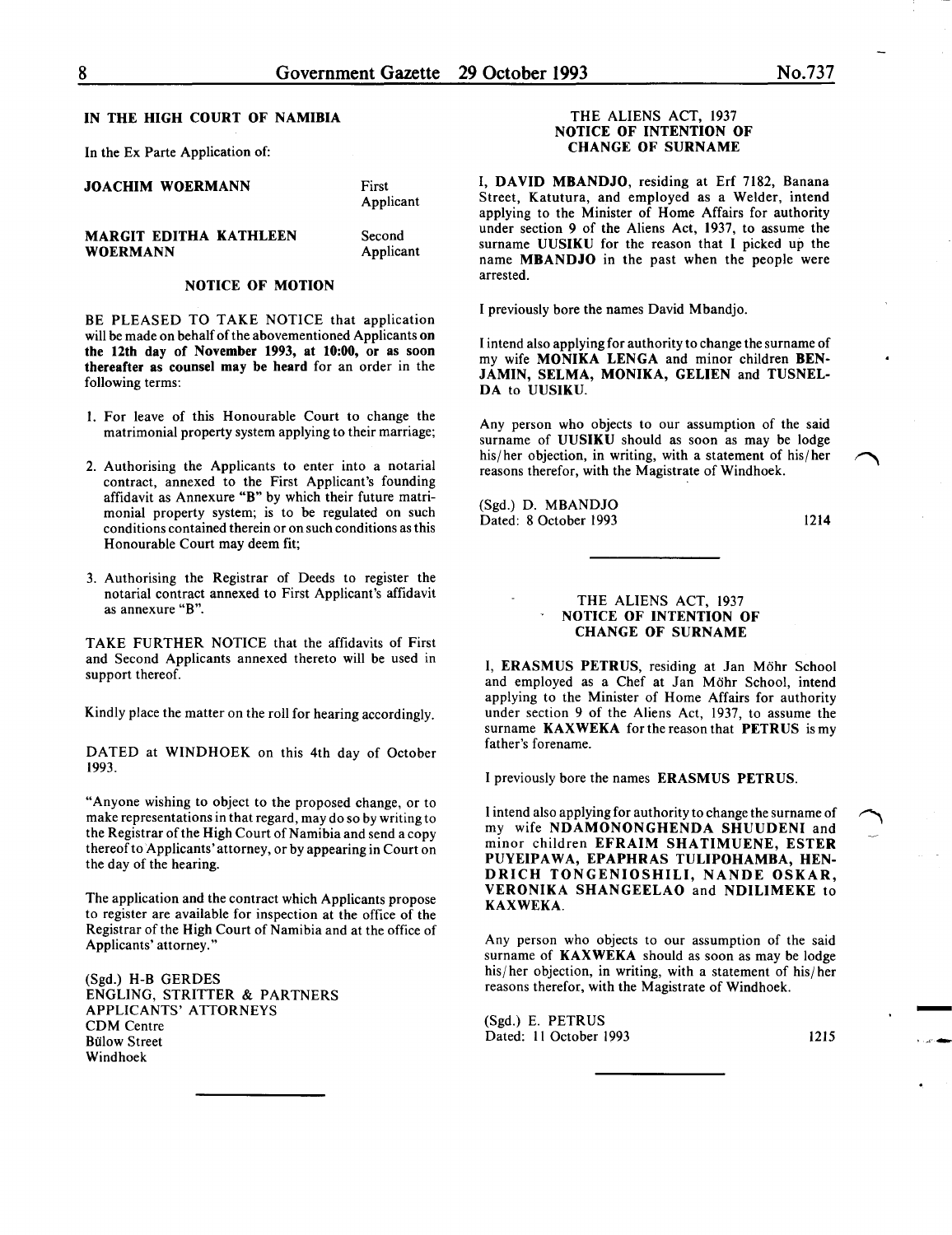## IN THE HIGH COURT OF NAMIBIA

In the Ex Parte Application of:

| | |
|---|---|
| **JOACHIM WOERMANN** | First Applicant |
| **MARGIT EDITHA KATHLEEN WOERMANN** | Second Applicant |

### NOTICE OF MOTION

BE PLEASED TO TAKE NOTICE that application will be made on behalf of the abovementioned Applicants **on the 12th day of November 1993, at 10:00, or as soon thereafter as counsel may be heard** for an order in the following terms:

1. For leave of this Honourable Court to change the matrimonial property system applying to their marriage;
2. Authorising the Applicants to enter into a notarial contract, annexed to the First Applicant's founding affidavit as Annexure **"B"** by which their future matrimonial property system; is to be regulated on such conditions contained therein or on such conditions as this Honourable Court may deem fit;
3. Authorising the Registrar of Deeds to register the notarial contract annexed to First Applicant's affidavit as annexure "B".

TAKE FURTHER NOTICE that the affidavits of First and Second Applicants annexed thereto will be used in support thereof.

Kindly place the matter on the roll for hearing accordingly.

DATED at WINDHOEK on this 4th day of October 1993.

"Anyone wishing to object to the proposed change, or to make representations in that regard, may do so by writing to the Registrar of the High Court of Namibia and send a copy thereof to Applicants' attorney, or by appearing in Court on the day of the hearing.

The application and the contract which Applicants propose to register are available for inspection at the office of the Registrar of the High Court of Namibia and at the office of Applicants' attorney."

(Sgd.) H-B GERDES
ENGLING, STRITTER & PARTNERS
APPLICANTS' ATTORNEYS
CDM Centre
Bülow Street
Windhoek

---

### THE ALIENS ACT, 1937
### NOTICE OF INTENTION OF CHANGE OF SURNAME

I, **DAVID MBANDJO**, residing at Erf 7182, Banana Street, Katutura, and employed as a Welder, intend applying to the Minister of Home Affairs for authority under section 9 of the Aliens Act, 1937, to assume the surname **UUSIKU** for the reason that I picked up the name **MBANDJO** in the past when the people were arrested.

I previously bore the names David Mbandjo.

I intend also applying for authority to change the surname of my wife **MONIKA LENGA** and minor children **BENJAMIN, SELMA, MONIKA, GELIEN** and **TUSNELDA** to **UUSIKU**.

Any person who objects to our assumption of the said surname of **UUSIKU** should as soon as may be lodge his/her objection, in writing, with a statement of his/her reasons therefor, with the Magistrate of Windhoek.

(Sgd.) D. MBANDJO
Dated: 8 October 1993

1214

---

### THE ALIENS ACT, 1937
### NOTICE OF INTENTION OF CHANGE OF SURNAME

I, **ERASMUS PETRUS**, residing at Jan Möhr School and employed as a Chef at Jan Möhr School, intend applying to the Minister of Home Affairs for authority under section 9 of the Aliens Act, 1937, to assume the surname **KAXWEKA** for the reason that **PETRUS** is my father's forename.

I previously bore the names **ERASMUS PETRUS**.

I intend also applying for authority to change the surname of my wife **NDAMONONGHENDA SHUUDENI** and minor children **EFRAIM SHATIMUENE, ESTER PUYEIPAWA, EPAPHRAS TULIPOHAMBA, HENDRICH TONGENIOSHILI, NANDE OSKAR, VERONIKA SHANGEELAO** and **NDILIMEKE** to **KAXWEKA**.

Any person who objects to our assumption of the said surname of **KAXWEKA** should as soon as may be lodge his/her objection, in writing, with a statement of his/her reasons therefor, with the Magistrate of Windhoek.

(Sgd.) E. PETRUS
Dated: 11 October 1993

1215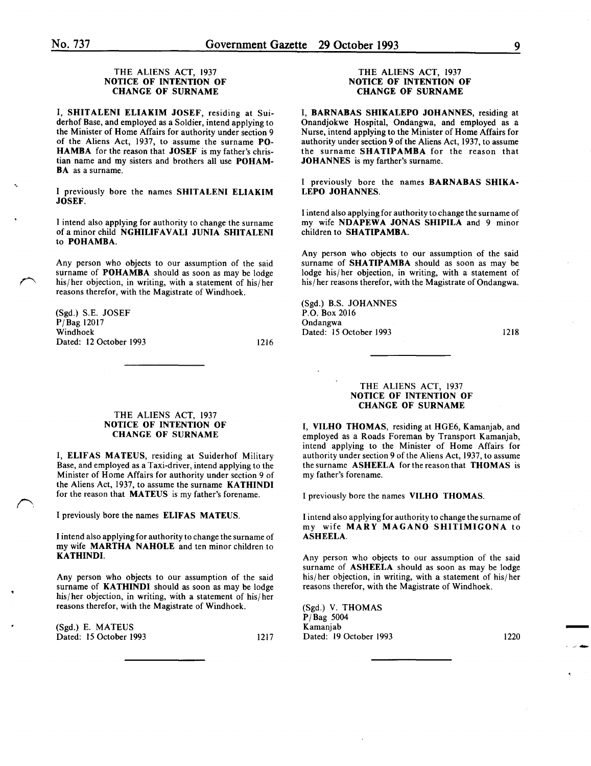THE ALIENS ACT, 1937

**NOTICE OF INTENTION OF CHANGE OF SURNAME**

I, **SHITALENI ELIAKIM JOSEF**, residing at Suiderhof Base, and employed as a Soldier, intend applying to the Minister of Home Affairs for authority under section 9 of the Aliens Act, 1937, to assume the surname **POHAMBA** for the reason that **JOSEF** is my father's christian name and my sisters and brothers all use **POHAMBA** as a surname.

I previously bore the names **SHITALENI ELIAKIM JOSEF.**

I intend also applying for authority to change the surname of a minor child **NGHILIFAVALI JUNIA SHITALENI** to **POHAMBA.**

Any person who objects to our assumption of the said surname of **POHAMBA** should as soon as may be lodge his/her objection, in writing, with a statement of his/her reasons therefor, with the Magistrate of Windhoek.

(Sgd.) S.E. JOSEF
P/Bag 12017
Windhoek
Dated: 12 October 1993

1216

---

THE ALIENS ACT, 1937

**NOTICE OF INTENTION OF CHANGE OF SURNAME**

I, **ELIFAS MATEUS**, residing at Suiderhof Military Base, and employed as a Taxi-driver, intend applying to the Minister of Home Affairs for authority under section 9 of the Aliens Act, 1937, to assume the surname **KATHINDI** for the reason that **MATEUS** is my father's forename.

I previously bore the names **ELIFAS MATEUS.**

I intend also applying for authority to change the surname of my wife **MARTHA NAHOLE** and ten minor children to **KATHINDI.**

Any person who objects to our assumption of the said surname of **KATHINDI** should as soon as may be lodge his/her objection, in writing, with a statement of his/her reasons therefor, with the Magistrate of Windhoek.

(Sgd.) E. MATEUS
Dated: 15 October 1993

1217

---

THE ALIENS ACT, 1937

**NOTICE OF INTENTION OF CHANGE OF SURNAME**

I, **BARNABAS SHIKALEPO JOHANNES**, residing at Onandjokwe Hospital, Ondangwa, and employed as a Nurse, intend applying to the Minister of Home Affairs for authority under section 9 of the Aliens Act, 1937, to assume the surname **SHATIPAMBA** for the reason that **JOHANNES** is my farther's surname.

I previously bore the names **BARNABAS SHIKALEPO JOHANNES.**

I intend also applying for authority to change the surname of my wife **NDAPEWA JONAS SHIPILA** and 9 minor children to **SHATIPAMBA.**

Any person who objects to our assumption of the said surname of **SHATIPAMBA** should as soon as may be lodge his/her objection, in writing, with a statement of his/her reasons therefor, with the Magistrate of Ondangwa.

(Sgd.) B.S. JOHANNES
P.O. Box 2016
Ondangwa
Dated: 15 October 1993

1218

---

THE ALIENS ACT, 1937

**NOTICE OF INTENTION OF CHANGE OF SURNAME**

I, **VILHO THOMAS**, residing at HGE6, Kamanjab, and employed as a Roads Foreman by Transport Kamanjab, intend applying to the Minister of Home Affairs for authority under section 9 of the Aliens Act, 1937, to assume the surname **ASHEELA** for the reason that **THOMAS** is my father's forename.

I previously bore the names **VILHO THOMAS.**

I intend also applying for authority to change the surname of my wife **MARY MAGANO SHITIMIGONA** to **ASHEELA.**

Any person who objects to our assumption of the said surname of **ASHEELA** should as soon as may be lodge his/her objection, in writing, with a statement of his/her reasons therefor, with the Magistrate of Windhoek.

(Sgd.) V. THOMAS
P/Bag 5004
Kamanjab
Dated: 19 October 1993

1220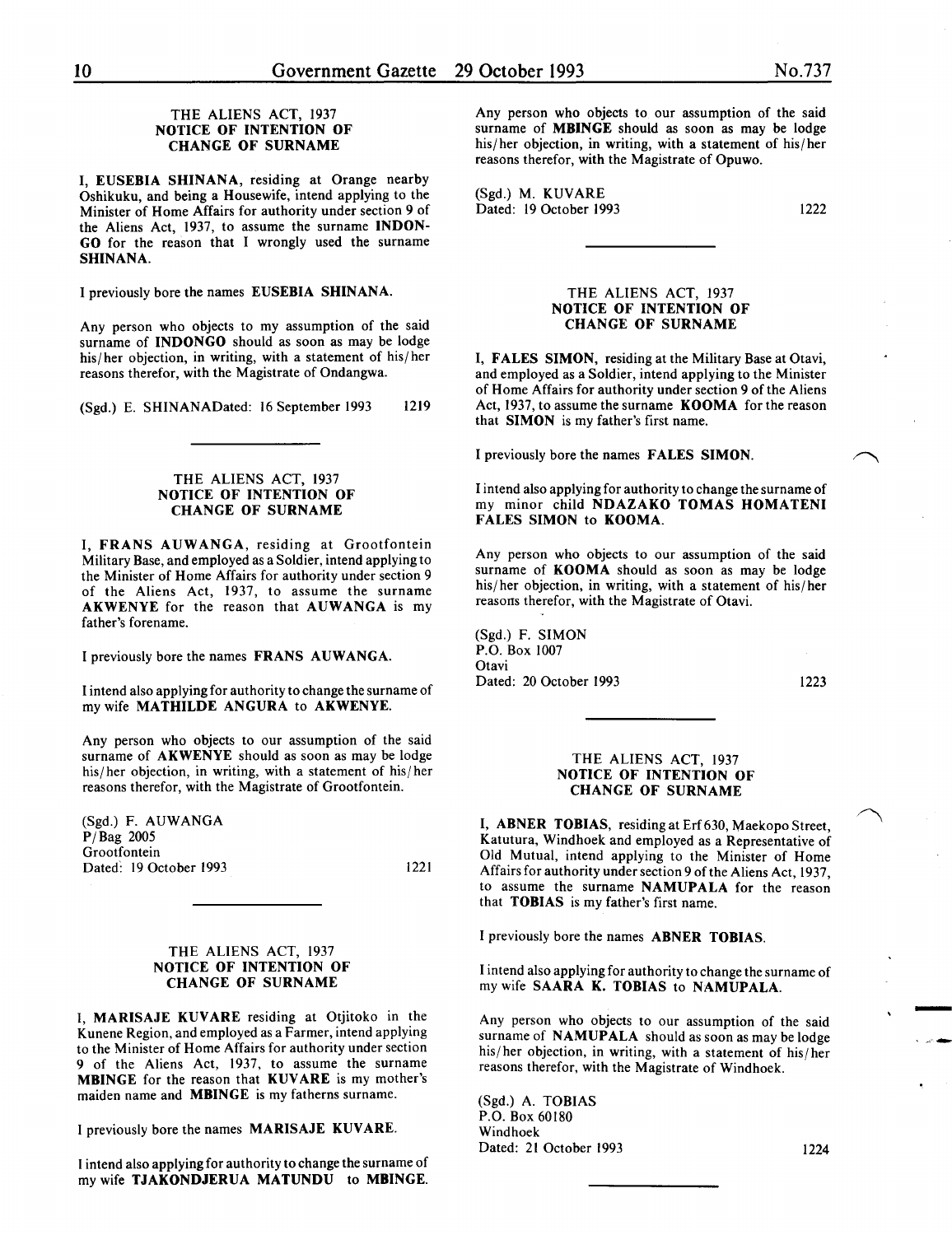### THE ALIENS ACT, 1937
### NOTICE OF INTENTION OF CHANGE OF SURNAME

I, **EUSEBIA SHINANA**, residing at Orange nearby Oshikuku, and being a Housewife, intend applying to the Minister of Home Affairs for authority under section 9 of the Aliens Act, 1937, to assume the surname **INDONGO** for the reason that I wrongly used the surname **SHINANA**.

I previously bore the names **EUSEBIA SHINANA**.

Any person who objects to my assumption of the said surname of **INDONGO** should as soon as may be lodge his/her objection, in writing, with a statement of his/her reasons therefor, with the Magistrate of Ondangwa.

(Sgd.) E. SHINANADated: 16 September 1993 1219

---

### THE ALIENS ACT, 1937
### NOTICE OF INTENTION OF CHANGE OF SURNAME

I, **FRANS AUWANGA**, residing at Grootfontein Military Base, and employed as a Soldier, intend applying to the Minister of Home Affairs for authority under section 9 of the Aliens Act, 1937, to assume the surname **AKWENYE** for the reason that **AUWANGA** is my father's forename.

I previously bore the names **FRANS AUWANGA**.

I intend also applying for authority to change the surname of my wife **MATHILDE ANGURA** to **AKWENYE**.

Any person who objects to our assumption of the said surname of **AKWENYE** should as soon as may be lodge his/her objection, in writing, with a statement of his/her reasons therefor, with the Magistrate of Grootfontein.

(Sgd.) F. AUWANGA
P/Bag 2005
Grootfontein
Dated: 19 October 1993 1221

---

### THE ALIENS ACT, 1937
### NOTICE OF INTENTION OF CHANGE OF SURNAME

I, **MARISAJE KUVARE** residing at Otjitoko in the Kunene Region, and employed as a Farmer, intend applying to the Minister of Home Affairs for authority under section 9 of the Aliens Act, 1937, to assume the surname **MBINGE** for the reason that **KUVARE** is my mother's maiden name and **MBINGE** is my fatherns surname.

I previously bore the names **MARISAJE KUVARE**.

I intend also applying for authority to change the surname of my wife **TJAKONDJERUA MATUNDU** to **MBINGE**.

Any person who objects to our assumption of the said surname of **MBINGE** should as soon as may be lodge his/her objection, in writing, with a statement of his/her reasons therefor, with the Magistrate of Opuwo.

(Sgd.) M. KUVARE
Dated: 19 October 1993 1222

---

### THE ALIENS ACT, 1937
### NOTICE OF INTENTION OF CHANGE OF SURNAME

I, **FALES SIMON**, residing at the Military Base at Otavi, and employed as a Soldier, intend applying to the Minister of Home Affairs for authority under section 9 of the Aliens Act, 1937, to assume the surname **KOOMA** for the reason that **SIMON** is my father's first name.

I previously bore the names **FALES SIMON**.

I intend also applying for authority to change the surname of my minor child **NDAZAKO TOMAS HOMATENI FALES SIMON** to **KOOMA**.

Any person who objects to our assumption of the said surname of **KOOMA** should as soon as may be lodge his/her objection, in writing, with a statement of his/her reasons therefor, with the Magistrate of Otavi.

(Sgd.) F. SIMON
P.O. Box 1007
Otavi
Dated: 20 October 1993 1223

---

### THE ALIENS ACT, 1937
### NOTICE OF INTENTION OF CHANGE OF SURNAME

I, **ABNER TOBIAS**, residing at Erf 630, Maekopo Street, Katutura, Windhoek and employed as a Representative of Old Mutual, intend applying to the Minister of Home Affairs for authority under section 9 of the Aliens Act, 1937, to assume the surname **NAMUPALA** for the reason that **TOBIAS** is my father's first name.

I previously bore the names **ABNER TOBIAS**.

I intend also applying for authority to change the surname of my wife **SAARA K. TOBIAS** to **NAMUPALA**.

Any person who objects to our assumption of the said surname of **NAMUPALA** should as soon as may be lodge his/her objection, in writing, with a statement of his/her reasons therefor, with the Magistrate of Windhoek.

(Sgd.) A. TOBIAS
P.O. Box 60180
Windhoek
Dated: 21 October 1993 1224